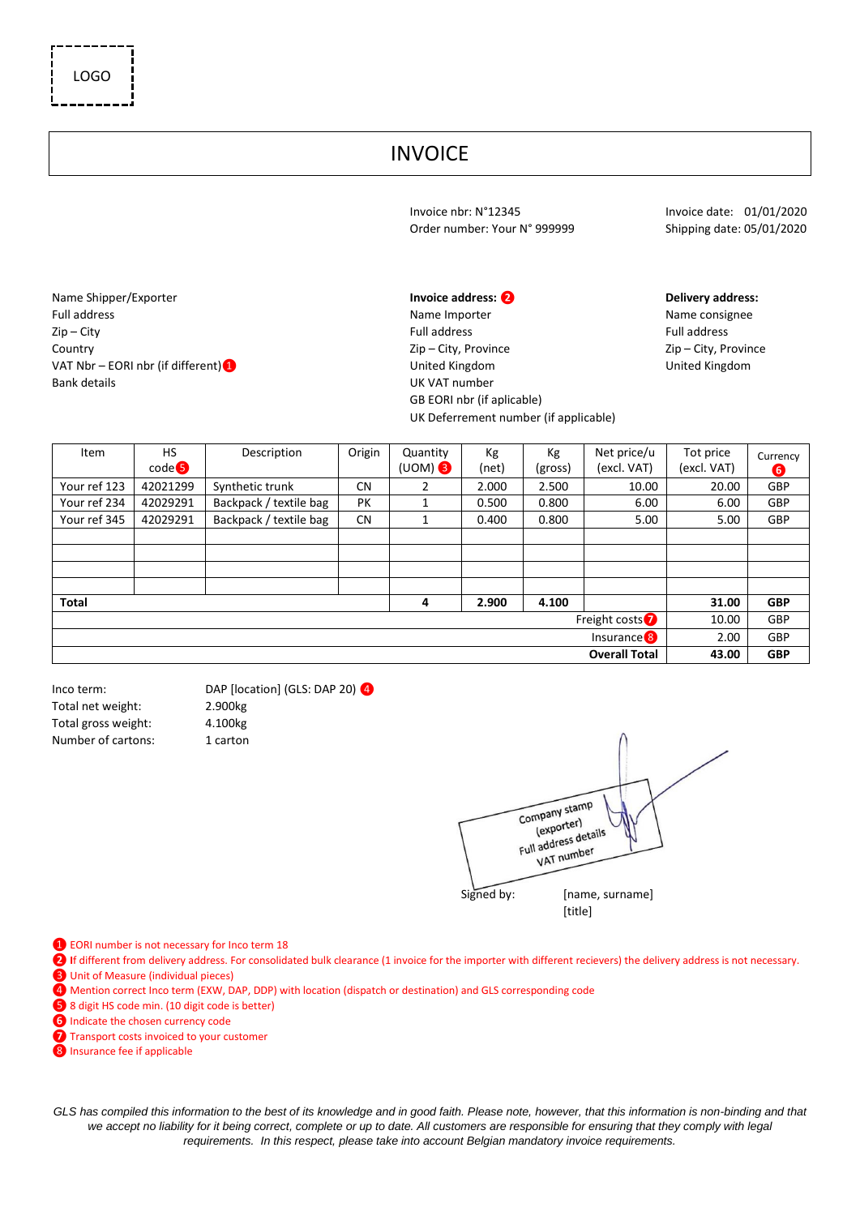LOGO

# INVOICE

Invoice nbr: N°12345
Order number: Your N° 999999

Invoice date: 01/01/2020
Shipping date: 05/01/2020

Name Shipper/Exporter
Full address
Zip – City
Country
VAT Nbr – EORI nbr (if different) [1]
Bank details

**Invoice address:** [2]
Name Importer
Full address
Zip – City, Province
United Kingdom
UK VAT number
GB EORI nbr (if aplicable)
UK Deferrement number (if applicable)

**Delivery address:**
Name consignee
Full address
Zip – City, Province
United Kingdom

| Item | HS code [5] | Description | Origin | Quantity (UOM) [3] | Kg (net) | Kg (gross) | Net price/u (excl. VAT) | Tot price (excl. VAT) | Currency [6] |
|---|---|---|---|---|---|---|---|---|---|
| Your ref 123 | 42021299 | Synthetic trunk | CN | 2 | 2.000 | 2.500 | 10.00 | 20.00 | GBP |
| Your ref 234 | 42029291 | Backpack / textile bag | PK | 1 | 0.500 | 0.800 | 6.00 | 6.00 | GBP |
| Your ref 345 | 42029291 | Backpack / textile bag | CN | 1 | 0.400 | 0.800 | 5.00 | 5.00 | GBP |
| | | | | | | | | | |
| | | | | | | | | | |
| | | | | | | | | | |
| | | | | | | | | | |
| **Total** | | | | **4** | **2.900** | **4.100** | | **31.00** | **GBP** |
| | | | | | | | Freight costs [7] | 10.00 | GBP |
| | | | | | | | Insurance [8] | 2.00 | GBP |
| | | | | | | | **Overall Total** | **43.00** | **GBP** |

Inco term: DAP [location] (GLS: DAP 20) [4]
Total net weight: 2.900kg
Total gross weight: 4.100kg
Number of cartons: 1 carton

Company stamp
(exporter)
Full address details
VAT number

Signed by: [name, surname]
[title]

[1] EORI number is not necessary for Inco term 18
[2] If different from delivery address. For consolidated bulk clearance (1 invoice for the importer with different recievers) the delivery address is not necessary.
[3] Unit of Measure (individual pieces)
[4] Mention correct Inco term (EXW, DAP, DDP) with location (dispatch or destination) and GLS corresponding code
[5] 8 digit HS code min. (10 digit code is better)
[6] Indicate the chosen currency code
[7] Transport costs invoiced to your customer
[8] Insurance fee if applicable

*GLS has compiled this information to the best of its knowledge and in good faith. Please note, however, that this information is non-binding and that we accept no liability for it being correct, complete or up to date. All customers are responsible for ensuring that they comply with legal requirements. In this respect, please take into account Belgian mandatory invoice requirements.*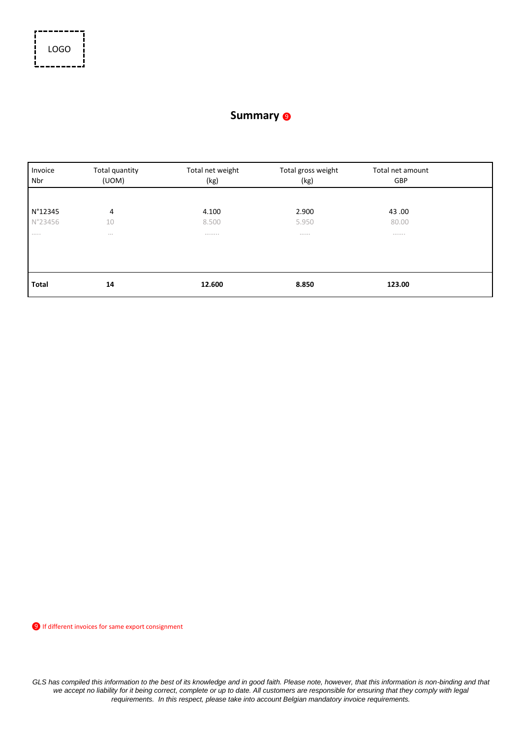LOGO

## Summary ❾

| Invoice Nbr | Total quantity (UOM) | Total net weight (kg) | Total gross weight (kg) | Total net amount GBP |
|---|---|---|---|---|
| N°12345 | 4 | 4.100 | 2.900 | 43 .00 |
| N°23456 | 10 | 8.500 | 5.950 | 80.00 |
| ..... | ... | ........ | ...... | ....... |
| **Total** | **14** | **12.600** | **8.850** | **123.00** |

❾ If different invoices for same export consignment

*GLS has compiled this information to the best of its knowledge and in good faith. Please note, however, that this information is non-binding and that we accept no liability for it being correct, complete or up to date. All customers are responsible for ensuring that they comply with legal requirements. In this respect, please take into account Belgian mandatory invoice requirements.*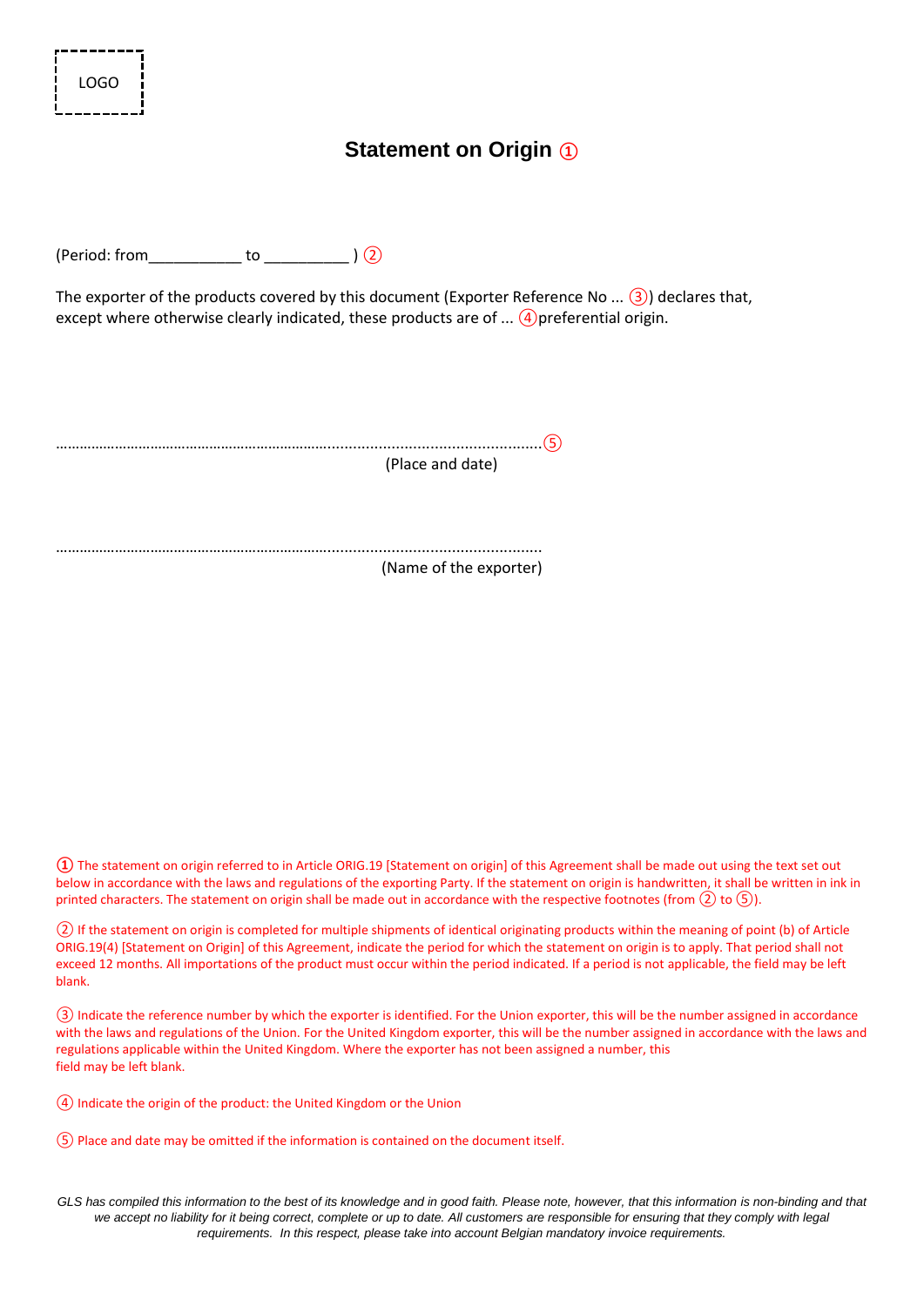LOGO

# Statement on Origin ①

(Period: from___________ to __________ ) ②

The exporter of the products covered by this document (Exporter Reference No ... ③) declares that, except where otherwise clearly indicated, these products are of ... ④preferential origin.

……………………………………………………………………………………………………………⑤

(Place and date)

……………………………………………………………………………………………………………

(Name of the exporter)

① The statement on origin referred to in Article ORIG.19 [Statement on origin] of this Agreement shall be made out using the text set out below in accordance with the laws and regulations of the exporting Party. If the statement on origin is handwritten, it shall be written in ink in printed characters. The statement on origin shall be made out in accordance with the respective footnotes (from ② to ⑤).

② If the statement on origin is completed for multiple shipments of identical originating products within the meaning of point (b) of Article ORIG.19(4) [Statement on Origin] of this Agreement, indicate the period for which the statement on origin is to apply. That period shall not exceed 12 months. All importations of the product must occur within the period indicated. If a period is not applicable, the field may be left blank.

③ Indicate the reference number by which the exporter is identified. For the Union exporter, this will be the number assigned in accordance with the laws and regulations of the Union. For the United Kingdom exporter, this will be the number assigned in accordance with the laws and regulations applicable within the United Kingdom. Where the exporter has not been assigned a number, this field may be left blank.

④ Indicate the origin of the product: the United Kingdom or the Union

⑤ Place and date may be omitted if the information is contained on the document itself.

*GLS has compiled this information to the best of its knowledge and in good faith. Please note, however, that this information is non-binding and that we accept no liability for it being correct, complete or up to date. All customers are responsible for ensuring that they comply with legal requirements. In this respect, please take into account Belgian mandatory invoice requirements.*